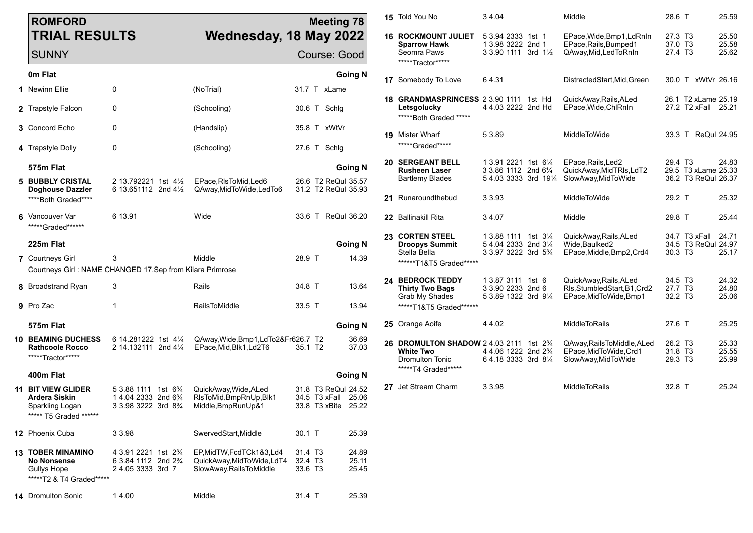# ROMFORD TRIAL RESULTS

**Meeting 78**

**Wednesday, 18 May 2022**

SUNNY — Course: Good

### 0m Flat — Going N

| # | Dog | Trap/Time/Sectionals | Result | Comments | Weight/Trial | Remarks | Time |
|---|---|---|---|---|---|---|---|
| 1 | Newinn Ellie | 0 | | (NoTrial) | 31.7 T | xLame | |
| 2 | Trapstyle Falcon | 0 | | (Schooling) | 30.6 T | Schlg | |
| 3 | Concord Echo | 0 | | (Handslip) | 35.8 T | xWtVr | |
| 4 | Trapstyle Dolly | 0 | | (Schooling) | 27.6 T | Schlg | |

### 575m Flat — Going N

| # | Dog | Trap/Time/Sectionals | Result | Comments | Weight/Trial | Remarks | Time |
|---|---|---|---|---|---|---|---|
| 5 | **BUBBLY CRISTAL** | 2 13.792221 | 1st 4½ | EPace,RlsToMid,Led6 | 26.6 T2 | ReQul | 35.57 |
| | **Doghouse Dazzler** | 6 13.651112 | 2nd 4½ | QAway,MidToWide,LedTo6 | 31.2 T2 | ReQul | 35.93 |
| | ****Both Graded**** | | | | | | |
| 6 | Vancouver Var | 6 13.91 | | Wide | 33.6 T | ReQul | 36.20 |
| | *****Graded****** | | | | | | |

### 225m Flat — Going N

| # | Dog | Trap/Time/Sectionals | Result | Comments | Weight/Trial | Remarks | Time |
|---|---|---|---|---|---|---|---|
| 7 | Courtneys Girl | 3 | | Middle | 28.9 T | | 14.39 |
| | Courtneys Girl : NAME CHANGED 17.Sep from Kilara Primrose | | | | | | |
| 8 | Broadstrand Ryan | 3 | | Rails | 34.8 T | | 13.64 |
| 9 | Pro Zac | 1 | | RailsToMiddle | 33.5 T | | 13.94 |

### 575m Flat — Going N

| # | Dog | Trap/Time/Sectionals | Result | Comments | Weight/Trial | Remarks | Time |
|---|---|---|---|---|---|---|---|
| 10 | **BEAMING DUCHESS** | 6 14.281222 | 1st 4¼ | QAway,Wide,Bmp1,LdTo2&Fr6 | 26.7 T2 | | 36.69 |
| | **Rathcoole Rocco** | 2 14.132111 | 2nd 4¼ | EPace,Mid,Blk1,Ld2T6 | 35.1 T2 | | 37.03 |
| | *****Tractor***** | | | | | | |

### 400m Flat — Going N

| # | Dog | Trap/Time/Sectionals | Result | Comments | Weight/Trial | Remarks | Time |
|---|---|---|---|---|---|---|---|
| 11 | **BIT VIEW GLIDER** | 5 3.88 1111 | 1st 6¾ | QuickAway,Wide,ALed | 31.8 T3 | ReQul | 24.52 |
| | **Ardera Siskin** | 1 4.04 2333 | 2nd 6¾ | RlsToMid,BmpRnUp,Blk1 | 34.5 T3 | xFall | 25.06 |
| | Sparkling Logan | 3 3.98 3222 | 3rd 8¾ | Middle,BmpRunUp&1 | 33.8 T3 | xBite | 25.22 |
| | ***** T5 Graded ****** | | | | | | |
| 12 | Phoenix Cuba | 3 3.98 | | SwervedStart,Middle | 30.1 T | | 25.39 |
| 13 | **TOBER MINAMINO** | 4 3.91 2221 | 1st 2¾ | EP,MidTW,FcdTCk1&3,Ld4 | 31.4 T3 | | 24.89 |
| | **No Nonsense** | 6 3.84 1112 | 2nd 2¾ | QuickAway,MidToWide,LdT4 | 32.4 T3 | | 25.11 |
| | Gullys Hope | 2 4.05 3333 | 3rd 7 | SlowAway,RailsToMiddle | 33.6 T3 | | 25.45 |
| | *****T2 & T4 Graded***** | | | | | | |
| 14 | Dromulton Sonic | 1 4.00 | | Middle | 31.4 T | | 25.39 |
| 15 | Told You No | 3 4.04 | | Middle | 28.6 T | | 25.59 |
| 16 | **ROCKMOUNT JULIET** | 5 3.94 2333 | 1st 1 | EPace,Wide,Bmp1,LdRnIn | 27.3 T3 | | 25.50 |
| | **Sparrow Hawk** | 1 3.98 3222 | 2nd 1 | EPace,Rails,Bumped1 | 37.0 T3 | | 25.58 |
| | Seomra Paws | 3 3.90 1111 | 3rd 1½ | QAway,Mid,LedToRnIn | 27.4 T3 | | 25.62 |
| | *****Tractor***** | | | | | | |
| 17 | Somebody To Love | 6 4.31 | | DistractedStart,Mid,Green | 30.0 T | xWtVr | 26.16 |
| 18 | **GRANDMASPRINCESS** | 2 3.90 1111 | 1st Hd | QuickAway,Rails,ALed | 26.1 T2 | xLame | 25.19 |
| | **Letsgolucky** | 4 4.03 2222 | 2nd Hd | EPace,Wide,ChlRnIn | 27.2 T2 | xFall | 25.21 |
| | *****Both Graded ***** | | | | | | |
| 19 | Mister Wharf | 5 3.89 | | MiddleToWide | 33.3 T | ReQul | 24.95 |
| | *****Graded***** | | | | | | |
| 20 | **SERGEANT BELL** | 1 3.91 2221 | 1st 6¼ | EPace,Rails,Led2 | 29.4 T3 | | 24.83 |
| | **Rusheen Laser** | 3 3.86 1112 | 2nd 6¼ | QuickAway,MidTRls,LdT2 | 29.5 T3 | xLame | 25.33 |
| | Bartlemy Blades | 5 4.03 3333 | 3rd 19¼ | SlowAway,MidToWide | 36.2 T3 | ReQul | 26.37 |
| 21 | Runaroundthebud | 3 3.93 | | MiddleToWide | 29.2 T | | 25.32 |
| 22 | Ballinakill Rita | 3 4.07 | | Middle | 29.8 T | | 25.44 |
| 23 | **CORTEN STEEL** | 1 3.88 1111 | 1st 3¼ | QuickAway,Rails,ALed | 34.7 T3 | xFall | 24.71 |
| | **Droopys Summit** | 5 4.04 2333 | 2nd 3¼ | Wide,Baulked2 | 34.5 T3 | ReQul | 24.97 |
| | Stella Bella | 3 3.97 3222 | 3rd 5¾ | EPace,Middle,Bmp2,Crd4 | 30.3 T3 | | 25.17 |
| | ******T1&T5 Graded***** | | | | | | |
| 24 | **BEDROCK TEDDY** | 1 3.87 3111 | 1st 6 | QuickAway,Rails,ALed | 34.5 T3 | | 24.32 |
| | **Thirty Two Bags** | 3 3.90 2233 | 2nd 6 | Rls,StumbledStart,B1,Crd2 | 27.7 T3 | | 24.80 |
| | Grab My Shades | 5 3.89 1322 | 3rd 9¼ | EPace,MidToWide,Bmp1 | 32.2 T3 | | 25.06 |
| | *****T1&T5 Graded****** | | | | | | |
| 25 | Orange Aoife | 4 4.02 | | MiddleToRails | 27.6 T | | 25.25 |
| 26 | **DROMULTON SHADOW** | 2 4.03 2111 | 1st 2¾ | QAway,RailsToMiddle,ALed | 26.2 T3 | | 25.33 |
| | **White Two** | 4 4.06 1222 | 2nd 2¾ | EPace,MidToWide,Crd1 | 31.8 T3 | | 25.55 |
| | Dromulton Tonic | 6 4.18 3333 | 3rd 8¼ | SlowAway,MidToWide | 29.3 T3 | | 25.99 |
| | *****T4 Graded***** | | | | | | |
| 27 | Jet Stream Charm | 3 3.98 | | MiddleToRails | 32.8 T | | 25.24 |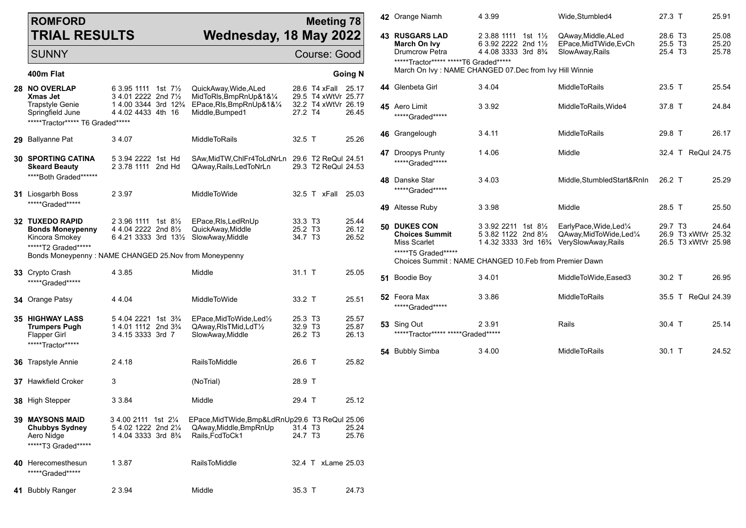# ROMFORD TRIAL RESULTS

## Meeting 78 — Wednesday, 18 May 2022

SUNNY — Course: Good

### 400m Flat — Going N

| Race | Greyhound | Trap / Time / Sectionals / Result | Comment | Weight / Grade | Time |
|---|---|---|---|---|---|
| 28 | **NO OVERLAP** | 6 3.95 1111 1st 7½ | QuickAway,Wide,ALed | 28.6 T4 xFall | 25.17 |
| | **Xmas Jet** | 3 4.01 2222 2nd 7½ | MidToRls,BmpRnUp&1&¼ | 29.5 T4 xWtVr | 25.77 |
| | Trapstyle Genie | 1 4.00 3344 3rd 12¾ | EPace,Rls,BmpRnUp&1&¼ | 32.2 T4 xWtVr | 26.19 |
| | Springfield June | 4 4.02 4433 4th 16 | Middle,Bumped1 | 27.2 T4 | 26.45 |
| | *****Tractor***** T6 Graded***** | | | | |
| 29 | Ballyanne Pat | 3 4.07 | MiddleToRails | 32.5 T | 25.26 |
| 30 | **SPORTING CATINA** | 5 3.94 2222 1st Hd | SAw,MidTW,ChlFr4ToLdNrLn | 29.6 T2 ReQul | 24.51 |
| | **Skeard Beauty** | 2 3.78 1111 2nd Hd | QAway,Rails,LedToNrLn | 29.3 T2 ReQul | 24.53 |
| | ****Both Graded****** | | | | |
| 31 | Liosgarbh Boss | 2 3.97 | MiddleToWide | 32.5 T xFall | 25.03 |
| | *****Graded***** | | | | |
| 32 | **TUXEDO RAPID** | 2 3.96 1111 1st 8½ | EPace,Rls,LedRnUp | 33.3 T3 | 25.44 |
| | **Bonds Moneypenny** | 4 4.04 2222 2nd 8½ | QuickAway,Middle | 25.2 T3 | 26.12 |
| | Kincora Smokey | 6 4.21 3333 3rd 13½ | SlowAway,Middle | 34.7 T3 | 26.52 |
| | *****T2 Graded***** | | | | |
| | Bonds Moneypenny : NAME CHANGED 25.Nov from Moneypenny | | | | |
| 33 | Crypto Crash | 4 3.85 | Middle | 31.1 T | 25.05 |
| | *****Graded***** | | | | |
| 34 | Orange Patsy | 4 4.04 | MiddleToWide | 33.2 T | 25.51 |
| 35 | **HIGHWAY LASS** | 5 4.04 2221 1st 3¾ | EPace,MidToWide,Led½ | 25.3 T3 | 25.57 |
| | **Trumpers Pugh** | 1 4.01 1112 2nd 3¾ | QAway,RlsTMid,LdT½ | 32.9 T3 | 25.87 |
| | Flapper Girl | 3 4.15 3333 3rd 7 | SlowAway,Middle | 26.2 T3 | 26.13 |
| | *****Tractor***** | | | | |
| 36 | Trapstyle Annie | 2 4.18 | RailsToMiddle | 26.6 T | 25.82 |
| 37 | Hawkfield Croker | 3 | (NoTrial) | 28.9 T | |
| 38 | High Stepper | 3 3.84 | Middle | 29.4 T | 25.12 |
| 39 | **MAYSONS MAID** | 3 4.00 2111 1st 2¼ | EPace,MidTWide,Bmp&LdRnUp | 29.6 T3 ReQul | 25.06 |
| | **Chubbys Sydney** | 5 4.02 1222 2nd 2¼ | QAway,Middle,BmpRnUp | 31.4 T3 | 25.24 |
| | Aero Nidge | 1 4.04 3333 3rd 8¾ | Rails,FcdToCk1 | 24.7 T3 | 25.76 |
| | *****T3 Graded***** | | | | |
| 40 | Herecomesthesun | 1 3.87 | RailsToMiddle | 32.4 T xLame | 25.03 |
| | *****Graded***** | | | | |
| 41 | Bubbly Ranger | 2 3.94 | Middle | 35.3 T | 24.73 |
| 42 | Orange Niamh | 4 3.99 | Wide,Stumbled4 | 27.3 T | 25.91 |
| 43 | **RUSGARS LAD** | 2 3.88 1111 1st 1½ | QAway,Middle,ALed | 28.6 T3 | 25.08 |
| | **March On Ivy** | 6 3.92 2222 2nd 1½ | EPace,MidTWide,EvCh | 25.5 T3 | 25.20 |
| | Drumcrow Petra | 4 4.08 3333 3rd 8¾ | SlowAway,Rails | 25.4 T3 | 25.78 |
| | *****Tractor***** *****T6 Graded***** | | | | |
| | March On Ivy : NAME CHANGED 07.Dec from Ivy Hill Winnie | | | | |
| 44 | Glenbeta Girl | 3 4.04 | MiddleToRails | 23.5 T | 25.54 |
| 45 | Aero Limit | 3 3.92 | MiddleToRails,Wide4 | 37.8 T | 24.84 |
| | *****Graded***** | | | | |
| 46 | Grangelough | 3 4.11 | MiddleToRails | 29.8 T | 26.17 |
| 47 | Droopys Prunty | 1 4.06 | Middle | 32.4 T ReQul | 24.75 |
| | *****Graded***** | | | | |
| 48 | Danske Star | 3 4.03 | Middle,StumbledStart&RnIn | 26.2 T | 25.29 |
| | *****Graded***** | | | | |
| 49 | Altesse Ruby | 3 3.98 | Middle | 28.5 T | 25.50 |
| 50 | **DUKES CON** | 3 3.92 2211 1st 8½ | EarlyPace,Wide,Led¼ | 29.7 T3 | 24.64 |
| | **Choices Summit** | 5 3.82 1122 2nd 8½ | QAway,MidToWide,Led¼ | 26.9 T3 xWtVr | 25.32 |
| | Miss Scarlet | 1 4.32 3333 3rd 16¾ | VerySlowAway,Rails | 26.5 T3 xWtVr | 25.98 |
| | *****T5 Graded***** | | | | |
| | Choices Summit : NAME CHANGED 10.Feb from Premier Dawn | | | | |
| 51 | Boodie Boy | 3 4.01 | MiddleToWide,Eased3 | 30.2 T | 26.95 |
| 52 | Feora Max | 3 3.86 | MiddleToRails | 35.5 T ReQul | 24.39 |
| | *****Graded***** | | | | |
| 53 | Sing Out | 2 3.91 | Rails | 30.4 T | 25.14 |
| | *****Tractor***** *****Graded***** | | | | |
| 54 | Bubbly Simba | 3 4.00 | MiddleToRails | 30.1 T | 24.52 |